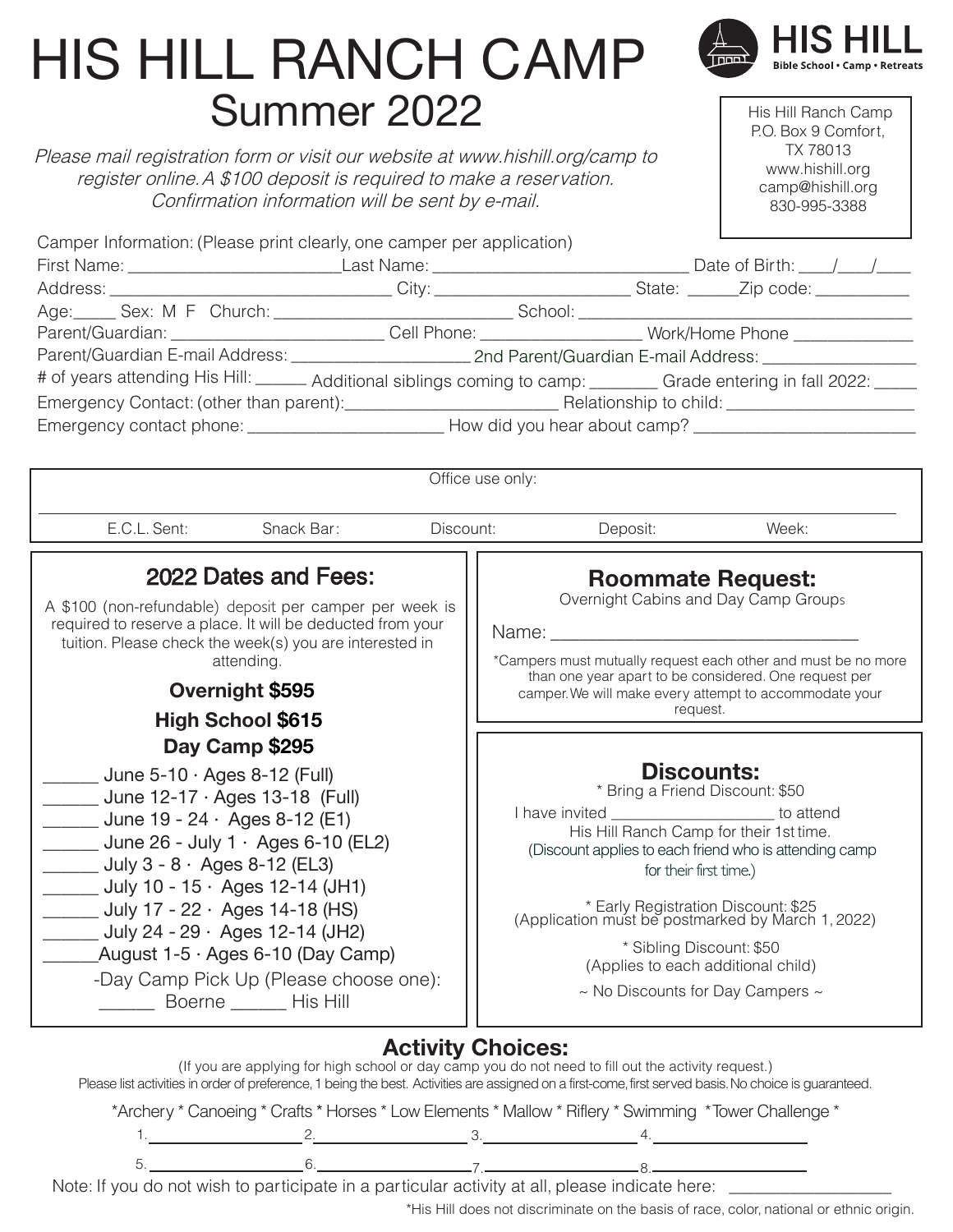# HIS HILL RANCH CAMP

## Summer 2022

**HIS HILL**
**Bible School • Camp • Retreats**

His Hill Ranch Camp
P.O. Box 9 Comfort,
TX 78013
www.hishill.org
camp@hishill.org
830-995-3388

*Please mail registration form or visit our website at www.hishill.org/camp to register online. A $100 deposit is required to make a reservation. Confirmation information will be sent by e-mail.*

Camper Information: (Please print clearly, one camper per application)

First Name: ________________________ Last Name: _____________________________ Date of Birth: ____/____/____

Address: ________________________________ City: ______________________ State: ______ Zip code: __________

Age:_____ Sex: M F Church: ___________________________ School: _____________________________________

Parent/Guardian: ________________________ Cell Phone: __________________ Work/Home Phone _____________

Parent/Guardian E-mail Address: ____________________ 2nd Parent/Guardian E-mail Address: _________________

\# of years attending His Hill: ______ Additional siblings coming to camp: ________ Grade entering in fall 2022: _____

Emergency Contact: (other than parent):________________________ Relationship to child: _____________________

Emergency contact phone: ______________________ How did you hear about camp? _________________________

| Office use only: | | | | |
|---|---|---|---|---|
| E.C.L. Sent: | Snack Bar: | Discount: | Deposit: | Week: |

## 2022 Dates and Fees:

A $100 (non-refundable) deposit per camper per week is required to reserve a place. It will be deducted from your tuition. Please check the week(s) you are interested in attending.

**Overnight $595**

**High School $615**

**Day Camp $295**

______ June 5-10 · Ages 8-12 (Full)
______ June 12-17 · Ages 13-18 (Full)
______ June 19 - 24 · Ages 8-12 (E1)
______ June 26 - July 1 · Ages 6-10 (EL2)
______ July 3 - 8 · Ages 8-12 (EL3)
______ July 10 - 15 · Ages 12-14 (JH1)
______ July 17 - 22 · Ages 14-18 (HS)
______ July 24 - 29 · Ages 12-14 (JH2)
______ August 1-5 · Ages 6-10 (Day Camp)

-Day Camp Pick Up (Please choose one):
______ Boerne ______ His Hill

## Roommate Request:

Overnight Cabins and Day Camp Groups

Name: ________________________________

*Campers must mutually request each other and must be no more than one year apart to be considered. One request per camper. We will make every attempt to accommodate your request.

## Discounts:

\* Bring a Friend Discount: $50

I have invited ___________________ to attend His Hill Ranch Camp for their 1st time.
(Discount applies to each friend who is attending camp for their first time.)

\* Early Registration Discount: $25
(Application must be postmarked by March 1, 2022)

\* Sibling Discount: $50
(Applies to each additional child)

~ No Discounts for Day Campers ~

## Activity Choices:

(If you are applying for high school or day camp you do not need to fill out the activity request.)

Please list activities in order of preference, 1 being the best. Activities are assigned on a first-come, first served basis. No choice is guaranteed.

*Archery * Canoeing * Crafts * Horses * Low Elements * Mallow * Riflery * Swimming *Tower Challenge *

1. ________________ 2. ________________ 3. ________________ 4. ________________

5. ________________ 6. ________________ 7. ________________ 8. ________________

Note: If you do not wish to participate in a particular activity at all, please indicate here: _________________

*His Hill does not discriminate on the basis of race, color, national or ethnic origin.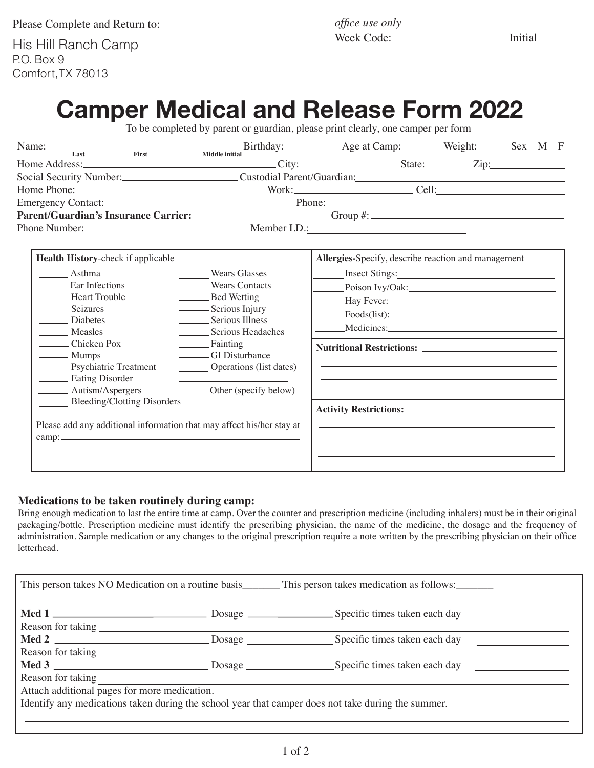Please Complete and Return to:

His Hill Ranch Camp
P.O. Box 9
Comfort, TX 78013

*office use only*
Week Code: Initial

# Camper Medical and Release Form 2022

To be completed by parent or guardian, please print clearly, one camper per form

Name: ____________________ (Last / First / Middle initial) Birthday: __________ Age at Camp: ________ Weight: ______ Sex M F

Home Address: ____________________ City: ____________ State: ________ Zip: ________

Social Security Number: ____________________ Custodial Parent/Guardian: ____________________

Home Phone: ____________________ Work: ____________ Cell: ____________

Emergency Contact: ____________________ Phone: ____________________

**Parent/Guardian's Insurance Carrier:** ____________________ Group #: ____________________

Phone Number: ____________________ Member I.D.: ____________________

**Health History**-check if applicable

- ______ Asthma
- ______ Ear Infections
- ______ Heart Trouble
- ______ Seizures
- ______ Diabetes
- ______ Measles
- ______ Chicken Pox
- ______ Mumps
- ______ Psychiatric Treatment
- ______ Eating Disorder
- ______ Autism/Aspergers
- ______ Bleeding/Clotting Disorders
- ______ Wears Glasses
- ______ Wears Contacts
- ______ Bed Wetting
- ______ Serious Injury
- ______ Serious Illness
- ______ Serious Headaches
- ______ Fainting
- ______ GI Disturbance
- ______ Operations (list dates) ____________________
- ______ Other (specify below)

Please add any additional information that may affect his/her stay at camp: ____________________

**Allergies-**Specify, describe reaction and management

- ______ Insect Stings: ____________________
- ______ Poison Ivy/Oak: ____________________
- ______ Hay Fever: ____________________
- ______ Foods(list): ____________________
- ______ Medicines: ____________________

**Nutritional Restrictions:** ____________________

**Activity Restrictions:** ____________________

### Medications to be taken routinely during camp:

Bring enough medication to last the entire time at camp. Over the counter and prescription medicine (including inhalers) must be in their original packaging/bottle. Prescription medicine must identify the prescribing physician, the name of the medicine, the dosage and the frequency of administration. Sample medication or any changes to the original prescription require a note written by the prescribing physician on their office letterhead.

This person takes NO Medication on a routine basis_______ This person takes medication as follows:_______

**Med 1** ____________________ Dosage ____________ Specific times taken each day ____________
Reason for taking ____________________

**Med 2** ____________________ Dosage ____________ Specific times taken each day ____________
Reason for taking ____________________

**Med 3** ____________________ Dosage ____________ Specific times taken each day ____________
Reason for taking ____________________

Attach additional pages for more medication.
Identify any medications taken during the school year that camper does not take during the summer.

____________________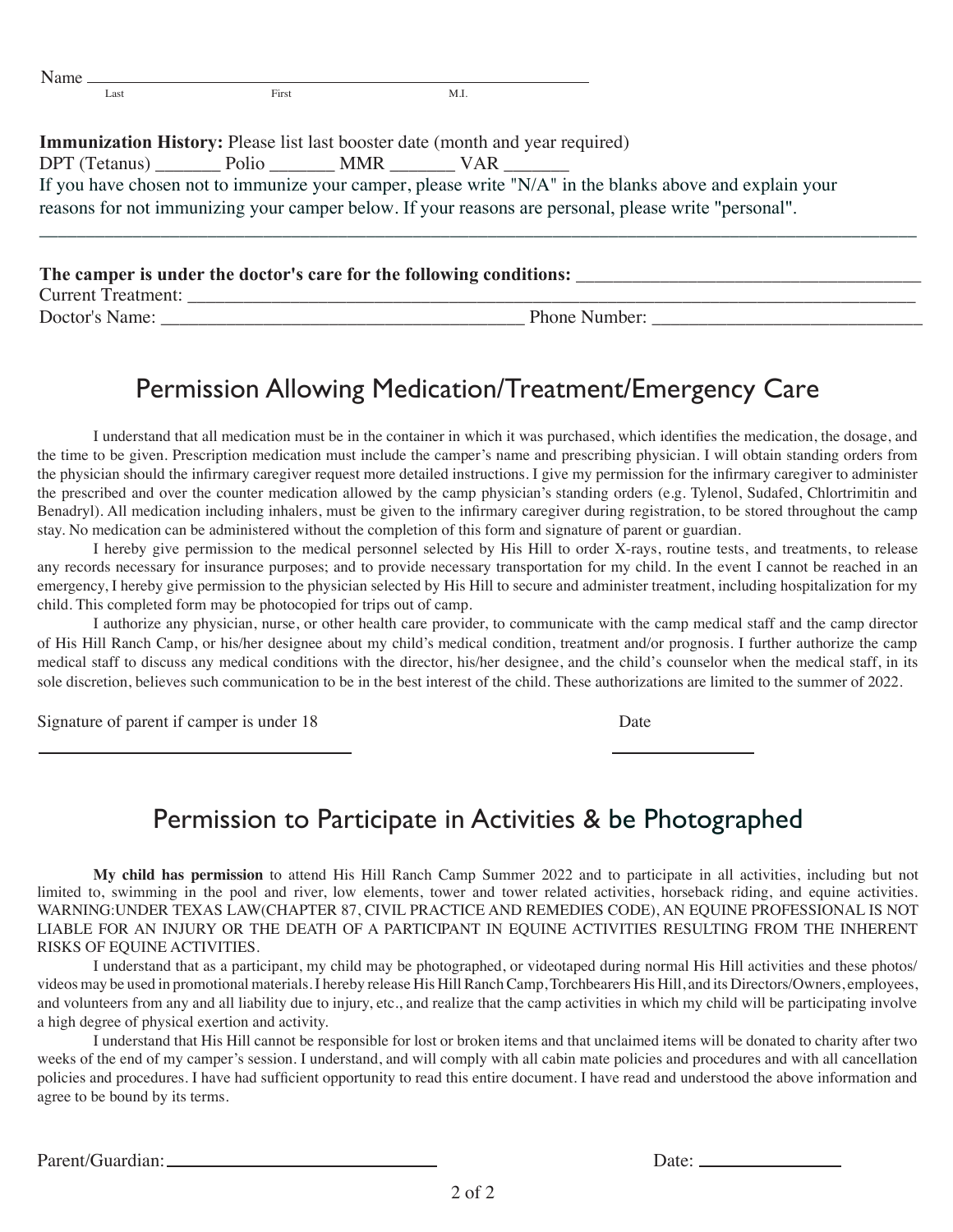Name \_\_\_\_\_\_\_\_\_\_\_\_\_\_\_\_\_\_\_\_\_\_\_\_\_\_\_\_\_\_\_\_\_\_\_\_\_\_\_\_\_\_\_\_\_\_\_\_\_\_\_\_\_\_\_\_\_\_\_\_\_\_\_\_\_\_
Last First M.I.

**Immunization History:** Please list last booster date (month and year required)
DPT (Tetanus) \_\_\_\_\_\_\_ Polio \_\_\_\_\_\_\_ MMR \_\_\_\_\_\_\_ VAR \_\_\_\_\_\_\_
If you have chosen not to immunize your camper, please write "N/A" in the blanks above and explain your reasons for not immunizing your camper below. If your reasons are personal, please write "personal".

\_\_\_\_\_\_\_\_\_\_\_\_\_\_\_\_\_\_\_\_\_\_\_\_\_\_\_\_\_\_\_\_\_\_\_\_\_\_\_\_\_\_\_\_\_\_\_\_\_\_\_\_\_\_\_\_\_\_\_\_\_\_\_\_\_\_\_\_\_\_\_\_\_\_\_\_\_\_\_\_\_\_\_\_\_\_\_\_\_\_\_\_\_\_\_\_\_\_\_\_

**The camper is under the doctor's care for the following conditions:** \_\_\_\_\_\_\_\_\_\_\_\_\_\_\_\_\_\_\_\_\_\_\_\_\_\_\_\_\_\_\_\_\_\_\_\_
Current Treatment: \_\_\_\_\_\_\_\_\_\_\_\_\_\_\_\_\_\_\_\_\_\_\_\_\_\_\_\_\_\_\_\_\_\_\_\_\_\_\_\_\_\_\_\_\_\_\_\_\_\_\_\_\_\_\_\_\_\_\_\_\_\_\_\_\_\_\_\_\_\_\_\_\_\_\_\_\_\_\_\_\_\_\_\_
Doctor's Name: \_\_\_\_\_\_\_\_\_\_\_\_\_\_\_\_\_\_\_\_\_\_\_\_\_\_\_\_\_\_\_\_\_\_\_\_\_\_\_\_ Phone Number: \_\_\_\_\_\_\_\_\_\_\_\_\_\_\_\_\_\_\_\_\_\_\_\_\_\_\_\_\_\_

## Permission Allowing Medication/Treatment/Emergency Care

I understand that all medication must be in the container in which it was purchased, which identifies the medication, the dosage, and the time to be given. Prescription medication must include the camper's name and prescribing physician. I will obtain standing orders from the physician should the infirmary caregiver request more detailed instructions. I give my permission for the infirmary caregiver to administer the prescribed and over the counter medication allowed by the camp physician's standing orders (e.g. Tylenol, Sudafed, Chlortrimitin and Benadryl). All medication including inhalers, must be given to the infirmary caregiver during registration, to be stored throughout the camp stay. No medication can be administered without the completion of this form and signature of parent or guardian.

I hereby give permission to the medical personnel selected by His Hill to order X-rays, routine tests, and treatments, to release any records necessary for insurance purposes; and to provide necessary transportation for my child. In the event I cannot be reached in an emergency, I hereby give permission to the physician selected by His Hill to secure and administer treatment, including hospitalization for my child. This completed form may be photocopied for trips out of camp.

I authorize any physician, nurse, or other health care provider, to communicate with the camp medical staff and the camp director of His Hill Ranch Camp, or his/her designee about my child's medical condition, treatment and/or prognosis. I further authorize the camp medical staff to discuss any medical conditions with the director, his/her designee, and the child's counselor when the medical staff, in its sole discretion, believes such communication to be in the best interest of the child. These authorizations are limited to the summer of 2022.

Signature of parent if camper is under 18 \_\_\_\_\_\_\_\_\_\_\_\_\_\_\_\_\_\_\_\_\_\_\_\_\_\_\_\_\_\_ Date \_\_\_\_\_\_\_\_\_\_\_\_\_\_

## Permission to Participate in Activities & be Photographed

**My child has permission** to attend His Hill Ranch Camp Summer 2022 and to participate in all activities, including but not limited to, swimming in the pool and river, low elements, tower and tower related activities, horseback riding, and equine activities. WARNING:UNDER TEXAS LAW(CHAPTER 87, CIVIL PRACTICE AND REMEDIES CODE), AN EQUINE PROFESSIONAL IS NOT LIABLE FOR AN INJURY OR THE DEATH OF A PARTICIPANT IN EQUINE ACTIVITIES RESULTING FROM THE INHERENT RISKS OF EQUINE ACTIVITIES.

I understand that as a participant, my child may be photographed, or videotaped during normal His Hill activities and these photos/videos may be used in promotional materials. I hereby release His Hill Ranch Camp, Torchbearers His Hill, and its Directors/Owners, employees, and volunteers from any and all liability due to injury, etc., and realize that the camp activities in which my child will be participating involve a high degree of physical exertion and activity.

I understand that His Hill cannot be responsible for lost or broken items and that unclaimed items will be donated to charity after two weeks of the end of my camper's session. I understand, and will comply with all cabin mate policies and procedures and with all cancellation policies and procedures. I have had sufficient opportunity to read this entire document. I have read and understood the above information and agree to be bound by its terms.

Parent/Guardian: \_\_\_\_\_\_\_\_\_\_\_\_\_\_\_\_\_\_\_\_\_\_\_\_\_\_\_\_\_\_ Date: \_\_\_\_\_\_\_\_\_\_\_\_\_\_